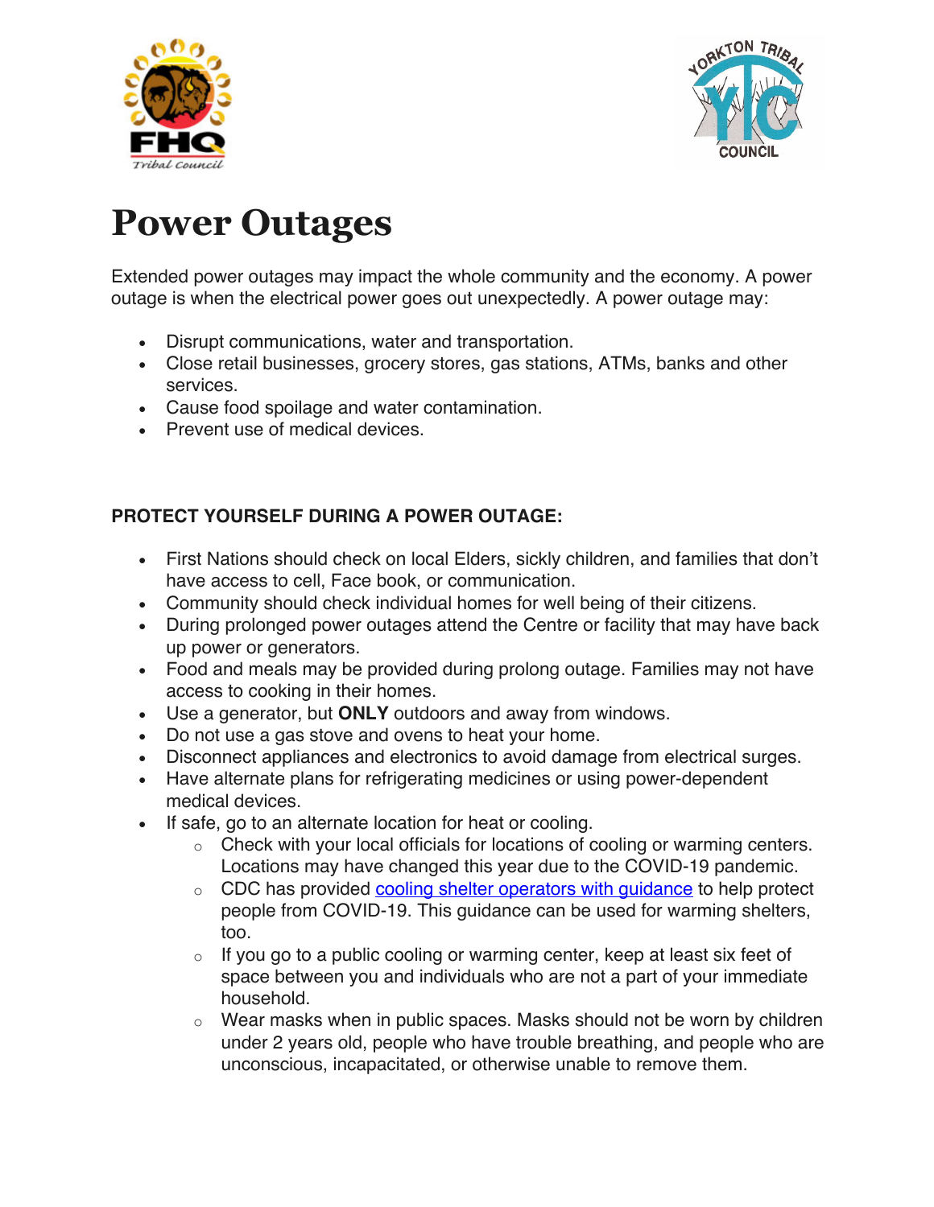# Power Outages

Extended power outages may impact the whole community and the economy. A power outage is when the electrical power goes out unexpectedly. A power outage may:

- Disrupt communications, water and transportation.
- Close retail businesses, grocery stores, gas stations, ATMs, banks and other services.
- Cause food spoilage and water contamination.
- Prevent use of medical devices.

**PROTECT YOURSELF DURING A POWER OUTAGE:**

- First Nations should check on local Elders, sickly children, and families that don't have access to cell, Face book, or communication.
- Community should check individual homes for well being of their citizens.
- During prolonged power outages attend the Centre or facility that may have back up power or generators.
- Food and meals may be provided during prolong outage. Families may not have access to cooking in their homes.
- Use a generator, but **ONLY** outdoors and away from windows.
- Do not use a gas stove and ovens to heat your home.
- Disconnect appliances and electronics to avoid damage from electrical surges.
- Have alternate plans for refrigerating medicines or using power-dependent medical devices.
- If safe, go to an alternate location for heat or cooling.
  - Check with your local officials for locations of cooling or warming centers. Locations may have changed this year due to the COVID-19 pandemic.
  - CDC has provided cooling shelter operators with guidance to help protect people from COVID-19. This guidance can be used for warming shelters, too.
  - If you go to a public cooling or warming center, keep at least six feet of space between you and individuals who are not a part of your immediate household.
  - Wear masks when in public spaces. Masks should not be worn by children under 2 years old, people who have trouble breathing, and people who are unconscious, incapacitated, or otherwise unable to remove them.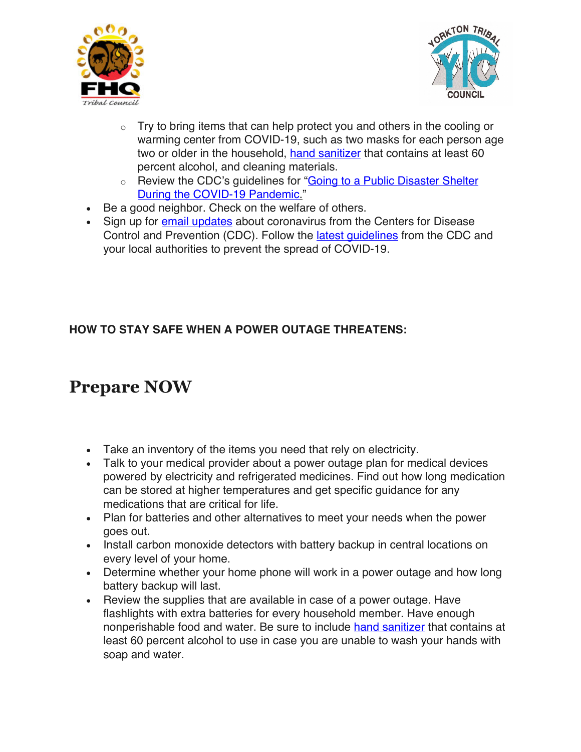- Try to bring items that can help protect you and others in the cooling or warming center from COVID-19, such as two masks for each person age two or older in the household, hand sanitizer that contains at least 60 percent alcohol, and cleaning materials.
  - Review the CDC's guidelines for "Going to a Public Disaster Shelter During the COVID-19 Pandemic."
- Be a good neighbor. Check on the welfare of others.
- Sign up for email updates about coronavirus from the Centers for Disease Control and Prevention (CDC). Follow the latest guidelines from the CDC and your local authorities to prevent the spread of COVID-19.

**HOW TO STAY SAFE WHEN A POWER OUTAGE THREATENS:**

## Prepare NOW

- Take an inventory of the items you need that rely on electricity.
- Talk to your medical provider about a power outage plan for medical devices powered by electricity and refrigerated medicines. Find out how long medication can be stored at higher temperatures and get specific guidance for any medications that are critical for life.
- Plan for batteries and other alternatives to meet your needs when the power goes out.
- Install carbon monoxide detectors with battery backup in central locations on every level of your home.
- Determine whether your home phone will work in a power outage and how long battery backup will last.
- Review the supplies that are available in case of a power outage. Have flashlights with extra batteries for every household member. Have enough nonperishable food and water. Be sure to include hand sanitizer that contains at least 60 percent alcohol to use in case you are unable to wash your hands with soap and water.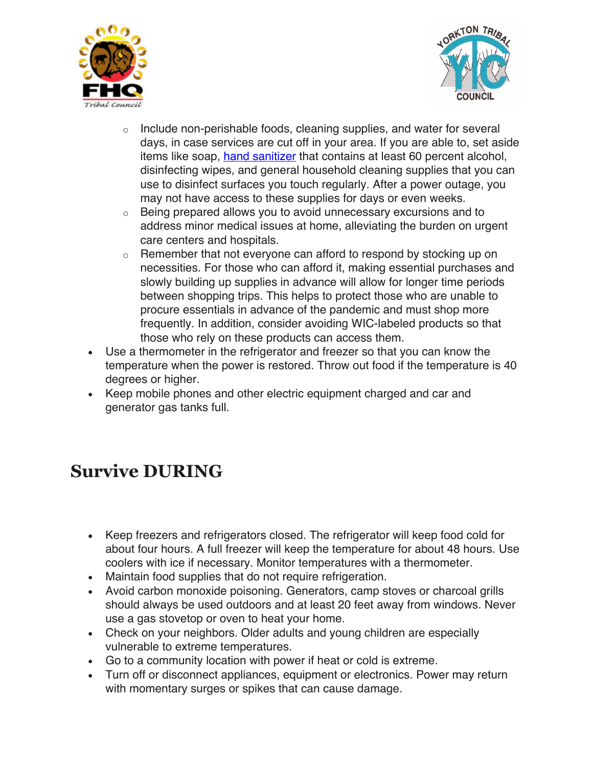- Include non-perishable foods, cleaning supplies, and water for several days, in case services are cut off in your area. If you are able to, set aside items like soap, [hand sanitizer]() that contains at least 60 percent alcohol, disinfecting wipes, and general household cleaning supplies that you can use to disinfect surfaces you touch regularly. After a power outage, you may not have access to these supplies for days or even weeks.
    - Being prepared allows you to avoid unnecessary excursions and to address minor medical issues at home, alleviating the burden on urgent care centers and hospitals.
    - Remember that not everyone can afford to respond by stocking up on necessities. For those who can afford it, making essential purchases and slowly building up supplies in advance will allow for longer time periods between shopping trips. This helps to protect those who are unable to procure essentials in advance of the pandemic and must shop more frequently. In addition, consider avoiding WIC-labeled products so that those who rely on these products can access them.
- Use a thermometer in the refrigerator and freezer so that you can know the temperature when the power is restored. Throw out food if the temperature is 40 degrees or higher.
- Keep mobile phones and other electric equipment charged and car and generator gas tanks full.

# Survive DURING

- Keep freezers and refrigerators closed. The refrigerator will keep food cold for about four hours. A full freezer will keep the temperature for about 48 hours. Use coolers with ice if necessary. Monitor temperatures with a thermometer.
- Maintain food supplies that do not require refrigeration.
- Avoid carbon monoxide poisoning. Generators, camp stoves or charcoal grills should always be used outdoors and at least 20 feet away from windows. Never use a gas stovetop or oven to heat your home.
- Check on your neighbors. Older adults and young children are especially vulnerable to extreme temperatures.
- Go to a community location with power if heat or cold is extreme.
- Turn off or disconnect appliances, equipment or electronics. Power may return with momentary surges or spikes that can cause damage.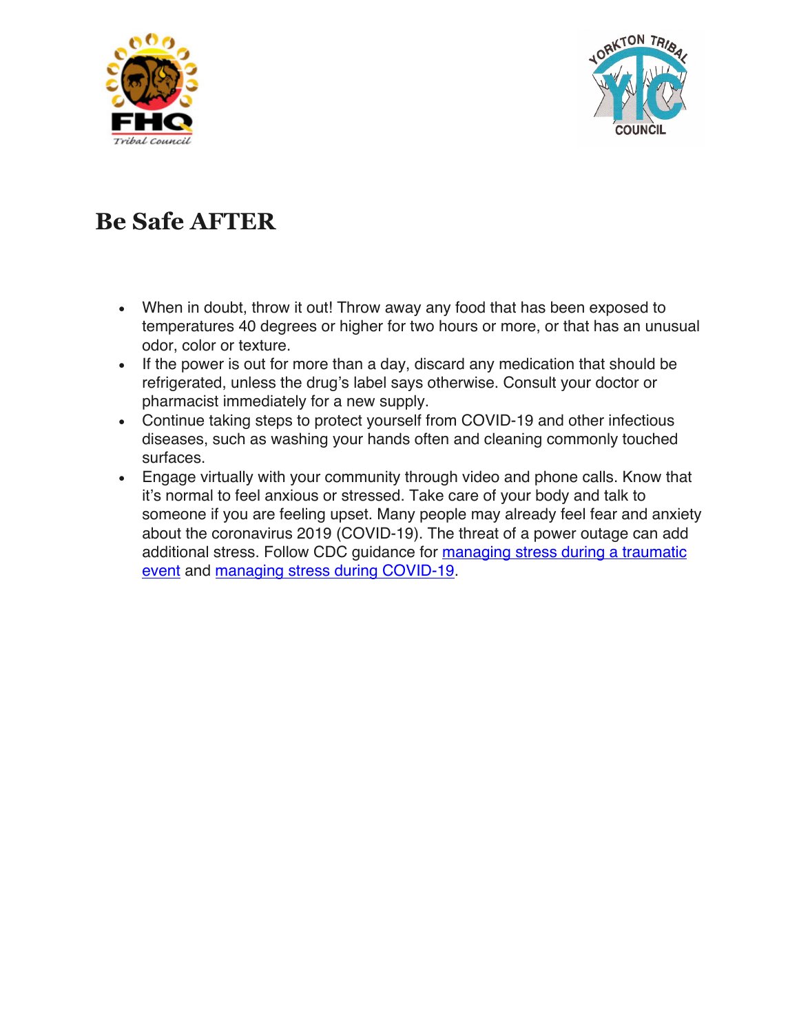# Be Safe AFTER

- When in doubt, throw it out! Throw away any food that has been exposed to temperatures 40 degrees or higher for two hours or more, or that has an unusual odor, color or texture.
- If the power is out for more than a day, discard any medication that should be refrigerated, unless the drug's label says otherwise. Consult your doctor or pharmacist immediately for a new supply.
- Continue taking steps to protect yourself from COVID-19 and other infectious diseases, such as washing your hands often and cleaning commonly touched surfaces.
- Engage virtually with your community through video and phone calls. Know that it's normal to feel anxious or stressed. Take care of your body and talk to someone if you are feeling upset. Many people may already feel fear and anxiety about the coronavirus 2019 (COVID-19). The threat of a power outage can add additional stress. Follow CDC guidance for managing stress during a traumatic event and managing stress during COVID-19.